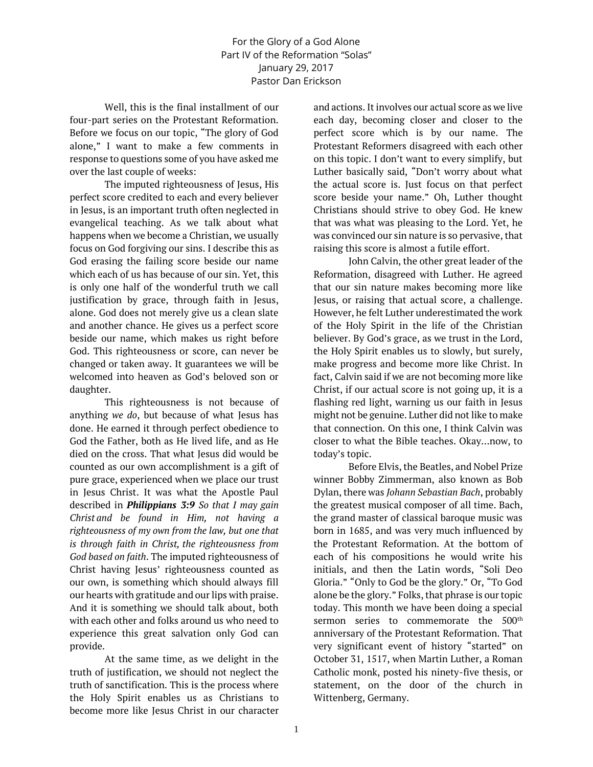# For the Glory of a God Alone

## Part IV of the Reformation "Solas"

January 29, 2017

Pastor Dan Erickson

Well, this is the final installment of our four-part series on the Protestant Reformation. Before we focus on our topic, "The glory of God alone," I want to make a few comments in response to questions some of you have asked me over the last couple of weeks:

The imputed righteousness of Jesus, His perfect score credited to each and every believer in Jesus, is an important truth often neglected in evangelical teaching. As we talk about what happens when we become a Christian, we usually focus on God forgiving our sins. I describe this as God erasing the failing score beside our name which each of us has because of our sin. Yet, this is only one half of the wonderful truth we call justification by grace, through faith in Jesus, alone. God does not merely give us a clean slate and another chance. He gives us a perfect score beside our name, which makes us right before God. This righteousness or score, can never be changed or taken away. It guarantees we will be welcomed into heaven as God's beloved son or daughter.

This righteousness is not because of anything *we do*, but because of what Jesus has done. He earned it through perfect obedience to God the Father, both as He lived life, and as He died on the cross. That what Jesus did would be counted as our own accomplishment is a gift of pure grace, experienced when we place our trust in Jesus Christ. It was what the Apostle Paul described in ***Philippians 3:9*** *So that I may gain Christ and be found in Him, not having a righteousness of my own from the law, but one that is through faith in Christ, the righteousness from God based on faith*. The imputed righteousness of Christ having Jesus' righteousness counted as our own, is something which should always fill our hearts with gratitude and our lips with praise. And it is something we should talk about, both with each other and folks around us who need to experience this great salvation only God can provide.

At the same time, as we delight in the truth of justification, we should not neglect the truth of sanctification. This is the process where the Holy Spirit enables us as Christians to become more like Jesus Christ in our character and actions. It involves our actual score as we live each day, becoming closer and closer to the perfect score which is by our name. The Protestant Reformers disagreed with each other on this topic. I don't want to every simplify, but Luther basically said, "Don't worry about what the actual score is. Just focus on that perfect score beside your name." Oh, Luther thought Christians should strive to obey God. He knew that was what was pleasing to the Lord. Yet, he was convinced our sin nature is so pervasive, that raising this score is almost a futile effort.

John Calvin, the other great leader of the Reformation, disagreed with Luther. He agreed that our sin nature makes becoming more like Jesus, or raising that actual score, a challenge. However, he felt Luther underestimated the work of the Holy Spirit in the life of the Christian believer. By God's grace, as we trust in the Lord, the Holy Spirit enables us to slowly, but surely, make progress and become more like Christ. In fact, Calvin said if we are not becoming more like Christ, if our actual score is not going up, it is a flashing red light, warning us our faith in Jesus might not be genuine. Luther did not like to make that connection. On this one, I think Calvin was closer to what the Bible teaches. Okay…now, to today's topic.

Before Elvis, the Beatles, and Nobel Prize winner Bobby Zimmerman, also known as Bob Dylan, there was *Johann Sebastian Bach*, probably the greatest musical composer of all time. Bach, the grand master of classical baroque music was born in 1685, and was very much influenced by the Protestant Reformation. At the bottom of each of his compositions he would write his initials, and then the Latin words, "Soli Deo Gloria." "Only to God be the glory." Or, "To God alone be the glory." Folks, that phrase is our topic today. This month we have been doing a special sermon series to commemorate the 500th anniversary of the Protestant Reformation. That very significant event of history "started" on October 31, 1517, when Martin Luther, a Roman Catholic monk, posted his ninety-five thesis, or statement, on the door of the church in Wittenberg, Germany.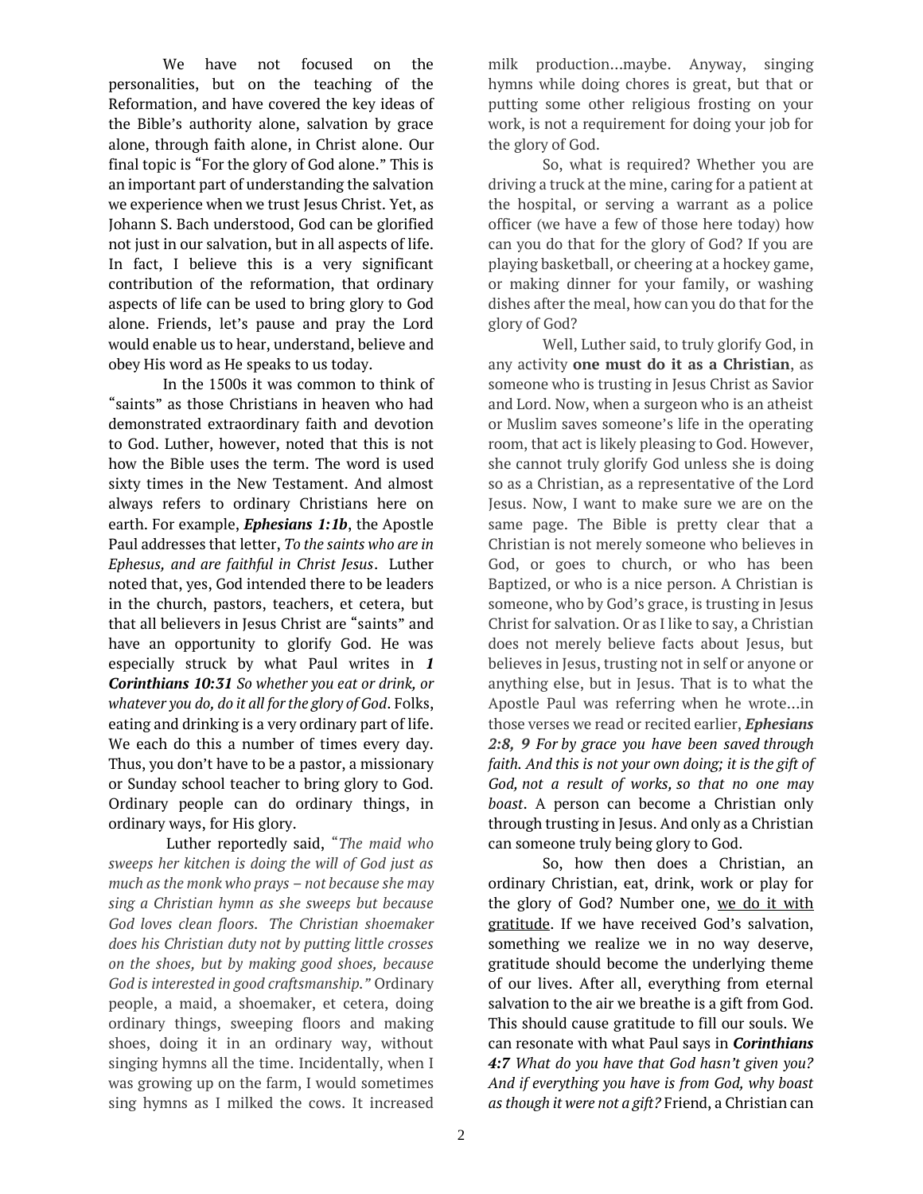We have not focused on the personalities, but on the teaching of the Reformation, and have covered the key ideas of the Bible's authority alone, salvation by grace alone, through faith alone, in Christ alone. Our final topic is "For the glory of God alone." This is an important part of understanding the salvation we experience when we trust Jesus Christ. Yet, as Johann S. Bach understood, God can be glorified not just in our salvation, but in all aspects of life. In fact, I believe this is a very significant contribution of the reformation, that ordinary aspects of life can be used to bring glory to God alone. Friends, let's pause and pray the Lord would enable us to hear, understand, believe and obey His word as He speaks to us today.

In the 1500s it was common to think of "saints" as those Christians in heaven who had demonstrated extraordinary faith and devotion to God. Luther, however, noted that this is not how the Bible uses the term. The word is used sixty times in the New Testament. And almost always refers to ordinary Christians here on earth. For example, ***Ephesians 1:1b***, the Apostle Paul addresses that letter, *To the saints who are in Ephesus, and are faithful in Christ Jesus*. Luther noted that, yes, God intended there to be leaders in the church, pastors, teachers, et cetera, but that all believers in Jesus Christ are "saints" and have an opportunity to glorify God. He was especially struck by what Paul writes in ***1 Corinthians 10:31*** *So whether you eat or drink, or whatever you do, do it all for the glory of God*. Folks, eating and drinking is a very ordinary part of life. We each do this a number of times every day. Thus, you don't have to be a pastor, a missionary or Sunday school teacher to bring glory to God. Ordinary people can do ordinary things, in ordinary ways, for His glory.

Luther reportedly said, "*The maid who sweeps her kitchen is doing the will of God just as much as the monk who prays – not because she may sing a Christian hymn as she sweeps but because God loves clean floors. The Christian shoemaker does his Christian duty not by putting little crosses on the shoes, but by making good shoes, because God is interested in good craftsmanship."* Ordinary people, a maid, a shoemaker, et cetera, doing ordinary things, sweeping floors and making shoes, doing it in an ordinary way, without singing hymns all the time. Incidentally, when I was growing up on the farm, I would sometimes sing hymns as I milked the cows. It increased milk production…maybe. Anyway, singing hymns while doing chores is great, but that or putting some other religious frosting on your work, is not a requirement for doing your job for the glory of God.

So, what is required? Whether you are driving a truck at the mine, caring for a patient at the hospital, or serving a warrant as a police officer (we have a few of those here today) how can you do that for the glory of God? If you are playing basketball, or cheering at a hockey game, or making dinner for your family, or washing dishes after the meal, how can you do that for the glory of God?

Well, Luther said, to truly glorify God, in any activity **one must do it as a Christian**, as someone who is trusting in Jesus Christ as Savior and Lord. Now, when a surgeon who is an atheist or Muslim saves someone's life in the operating room, that act is likely pleasing to God. However, she cannot truly glorify God unless she is doing so as a Christian, as a representative of the Lord Jesus. Now, I want to make sure we are on the same page. The Bible is pretty clear that a Christian is not merely someone who believes in God, or goes to church, or who has been Baptized, or who is a nice person. A Christian is someone, who by God's grace, is trusting in Jesus Christ for salvation. Or as I like to say, a Christian does not merely believe facts about Jesus, but believes in Jesus, trusting not in self or anyone or anything else, but in Jesus. That is to what the Apostle Paul was referring when he wrote…in those verses we read or recited earlier, ***Ephesians 2:8, 9*** *For by grace you have been saved through faith. And this is not your own doing; it is the gift of God, not a result of works, so that no one may boast*. A person can become a Christian only through trusting in Jesus. And only as a Christian can someone truly being glory to God.

So, how then does a Christian, an ordinary Christian, eat, drink, work or play for the glory of God? Number one, <u>we do it with gratitude</u>. If we have received God's salvation, something we realize we in no way deserve, gratitude should become the underlying theme of our lives. After all, everything from eternal salvation to the air we breathe is a gift from God. This should cause gratitude to fill our souls. We can resonate with what Paul says in ***Corinthians 4:7*** *What do you have that God hasn't given you? And if everything you have is from God, why boast as though it were not a gift?* Friend, a Christian can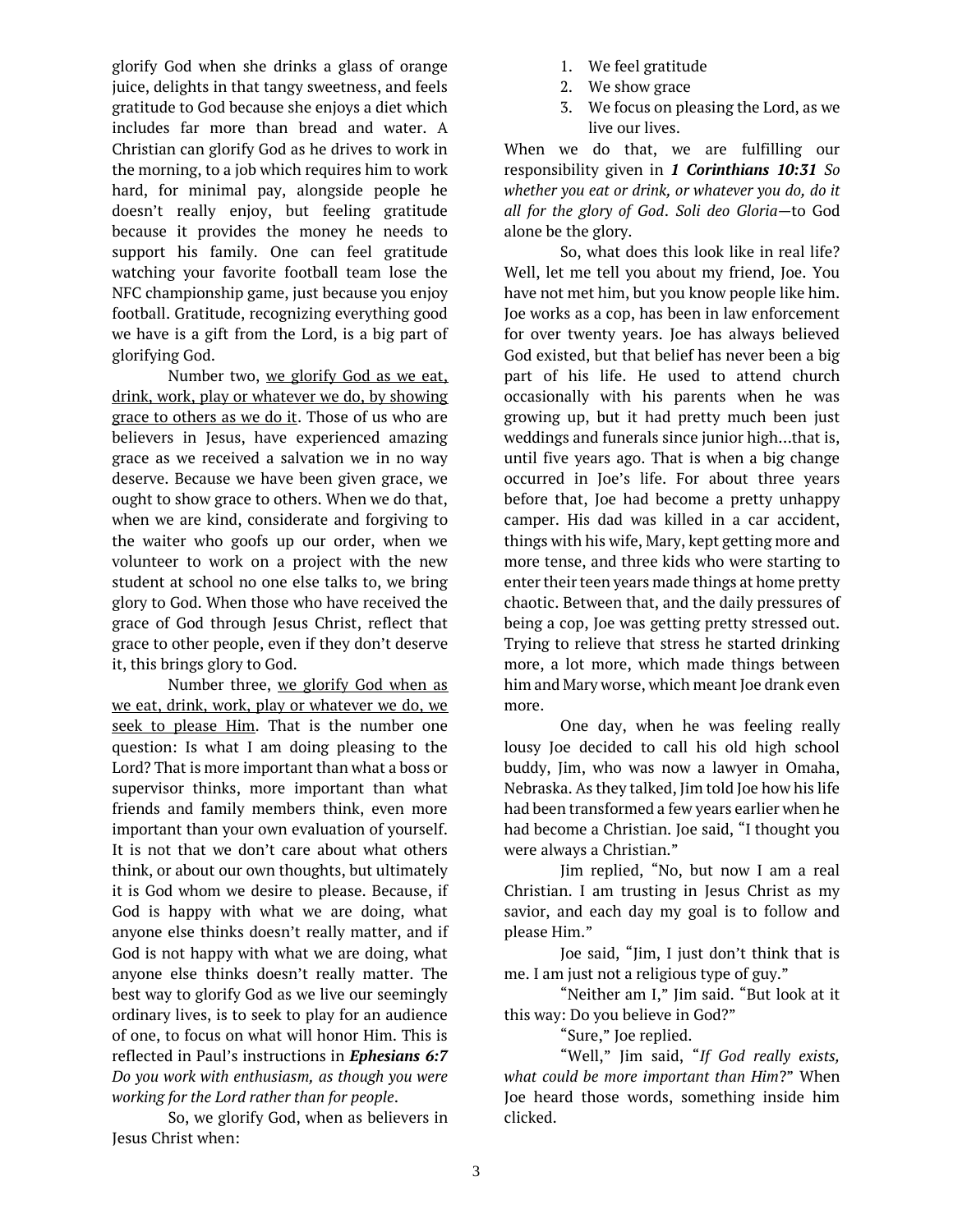glorify God when she drinks a glass of orange juice, delights in that tangy sweetness, and feels gratitude to God because she enjoys a diet which includes far more than bread and water. A Christian can glorify God as he drives to work in the morning, to a job which requires him to work hard, for minimal pay, alongside people he doesn't really enjoy, but feeling gratitude because it provides the money he needs to support his family. One can feel gratitude watching your favorite football team lose the NFC championship game, just because you enjoy football. Gratitude, recognizing everything good we have is a gift from the Lord, is a big part of glorifying God.

Number two, <u>we glorify God as we eat, drink, work, play or whatever we do, by showing grace to others as we do it</u>. Those of us who are believers in Jesus, have experienced amazing grace as we received a salvation we in no way deserve. Because we have been given grace, we ought to show grace to others. When we do that, when we are kind, considerate and forgiving to the waiter who goofs up our order, when we volunteer to work on a project with the new student at school no one else talks to, we bring glory to God. When those who have received the grace of God through Jesus Christ, reflect that grace to other people, even if they don't deserve it, this brings glory to God.

Number three, <u>we glorify God when as we eat, drink, work, play or whatever we do, we seek to please Him</u>. That is the number one question: Is what I am doing pleasing to the Lord? That is more important than what a boss or supervisor thinks, more important than what friends and family members think, even more important than your own evaluation of yourself. It is not that we don't care about what others think, or about our own thoughts, but ultimately it is God whom we desire to please. Because, if God is happy with what we are doing, what anyone else thinks doesn't really matter, and if God is not happy with what we are doing, what anyone else thinks doesn't really matter. The best way to glorify God as we live our seemingly ordinary lives, is to seek to play for an audience of one, to focus on what will honor Him. This is reflected in Paul's instructions in ***Ephesians 6:7*** *Do you work with enthusiasm, as though you were working for the Lord rather than for people*.

So, we glorify God, when as believers in Jesus Christ when:

1. We feel gratitude
2. We show grace
3. We focus on pleasing the Lord, as we live our lives.

When we do that, we are fulfilling our responsibility given in ***1 Corinthians 10:31*** *So whether you eat or drink, or whatever you do, do it all for the glory of God*. *Soli deo Gloria*—to God alone be the glory.

So, what does this look like in real life? Well, let me tell you about my friend, Joe. You have not met him, but you know people like him. Joe works as a cop, has been in law enforcement for over twenty years. Joe has always believed God existed, but that belief has never been a big part of his life. He used to attend church occasionally with his parents when he was growing up, but it had pretty much been just weddings and funerals since junior high…that is, until five years ago. That is when a big change occurred in Joe's life. For about three years before that, Joe had become a pretty unhappy camper. His dad was killed in a car accident, things with his wife, Mary, kept getting more and more tense, and three kids who were starting to enter their teen years made things at home pretty chaotic. Between that, and the daily pressures of being a cop, Joe was getting pretty stressed out. Trying to relieve that stress he started drinking more, a lot more, which made things between him and Mary worse, which meant Joe drank even more.

One day, when he was feeling really lousy Joe decided to call his old high school buddy, Jim, who was now a lawyer in Omaha, Nebraska. As they talked, Jim told Joe how his life had been transformed a few years earlier when he had become a Christian. Joe said, "I thought you were always a Christian."

Jim replied, "No, but now I am a real Christian. I am trusting in Jesus Christ as my savior, and each day my goal is to follow and please Him."

Joe said, "Jim, I just don't think that is me. I am just not a religious type of guy."

"Neither am I," Jim said. "But look at it this way: Do you believe in God?"

"Sure," Joe replied.

"Well," Jim said, "*If God really exists, what could be more important than Him*?" When Joe heard those words, something inside him clicked.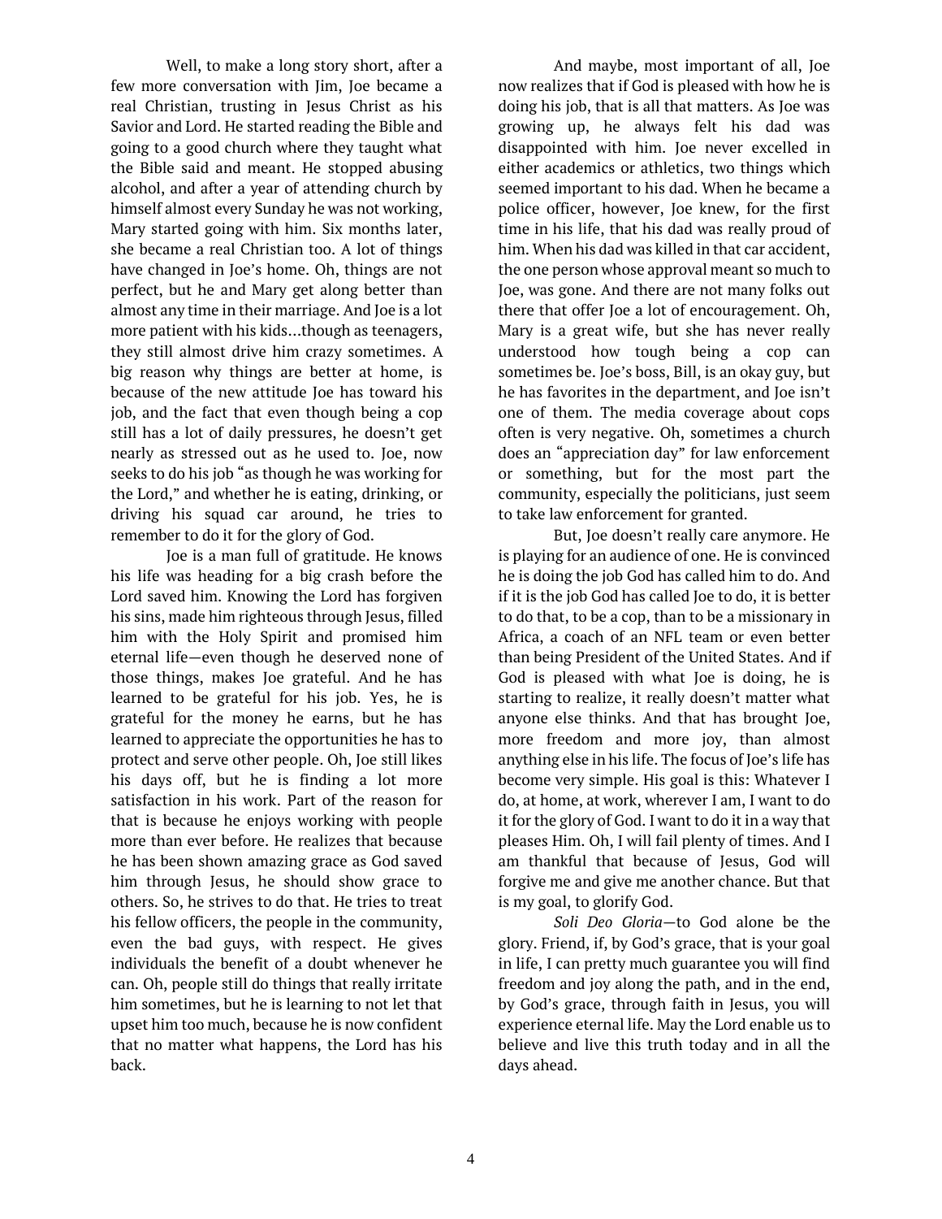Well, to make a long story short, after a few more conversation with Jim, Joe became a real Christian, trusting in Jesus Christ as his Savior and Lord. He started reading the Bible and going to a good church where they taught what the Bible said and meant. He stopped abusing alcohol, and after a year of attending church by himself almost every Sunday he was not working, Mary started going with him. Six months later, she became a real Christian too. A lot of things have changed in Joe's home. Oh, things are not perfect, but he and Mary get along better than almost any time in their marriage. And Joe is a lot more patient with his kids…though as teenagers, they still almost drive him crazy sometimes. A big reason why things are better at home, is because of the new attitude Joe has toward his job, and the fact that even though being a cop still has a lot of daily pressures, he doesn't get nearly as stressed out as he used to. Joe, now seeks to do his job "as though he was working for the Lord," and whether he is eating, drinking, or driving his squad car around, he tries to remember to do it for the glory of God.

Joe is a man full of gratitude. He knows his life was heading for a big crash before the Lord saved him. Knowing the Lord has forgiven his sins, made him righteous through Jesus, filled him with the Holy Spirit and promised him eternal life—even though he deserved none of those things, makes Joe grateful. And he has learned to be grateful for his job. Yes, he is grateful for the money he earns, but he has learned to appreciate the opportunities he has to protect and serve other people. Oh, Joe still likes his days off, but he is finding a lot more satisfaction in his work. Part of the reason for that is because he enjoys working with people more than ever before. He realizes that because he has been shown amazing grace as God saved him through Jesus, he should show grace to others. So, he strives to do that. He tries to treat his fellow officers, the people in the community, even the bad guys, with respect. He gives individuals the benefit of a doubt whenever he can. Oh, people still do things that really irritate him sometimes, but he is learning to not let that upset him too much, because he is now confident that no matter what happens, the Lord has his back.

And maybe, most important of all, Joe now realizes that if God is pleased with how he is doing his job, that is all that matters. As Joe was growing up, he always felt his dad was disappointed with him. Joe never excelled in either academics or athletics, two things which seemed important to his dad. When he became a police officer, however, Joe knew, for the first time in his life, that his dad was really proud of him. When his dad was killed in that car accident, the one person whose approval meant so much to Joe, was gone. And there are not many folks out there that offer Joe a lot of encouragement. Oh, Mary is a great wife, but she has never really understood how tough being a cop can sometimes be. Joe's boss, Bill, is an okay guy, but he has favorites in the department, and Joe isn't one of them. The media coverage about cops often is very negative. Oh, sometimes a church does an "appreciation day" for law enforcement or something, but for the most part the community, especially the politicians, just seem to take law enforcement for granted.

But, Joe doesn't really care anymore. He is playing for an audience of one. He is convinced he is doing the job God has called him to do. And if it is the job God has called Joe to do, it is better to do that, to be a cop, than to be a missionary in Africa, a coach of an NFL team or even better than being President of the United States. And if God is pleased with what Joe is doing, he is starting to realize, it really doesn't matter what anyone else thinks. And that has brought Joe, more freedom and more joy, than almost anything else in his life. The focus of Joe's life has become very simple. His goal is this: Whatever I do, at home, at work, wherever I am, I want to do it for the glory of God. I want to do it in a way that pleases Him. Oh, I will fail plenty of times. And I am thankful that because of Jesus, God will forgive me and give me another chance. But that is my goal, to glorify God.

*Soli Deo Gloria*—to God alone be the glory. Friend, if, by God's grace, that is your goal in life, I can pretty much guarantee you will find freedom and joy along the path, and in the end, by God's grace, through faith in Jesus, you will experience eternal life. May the Lord enable us to believe and live this truth today and in all the days ahead.